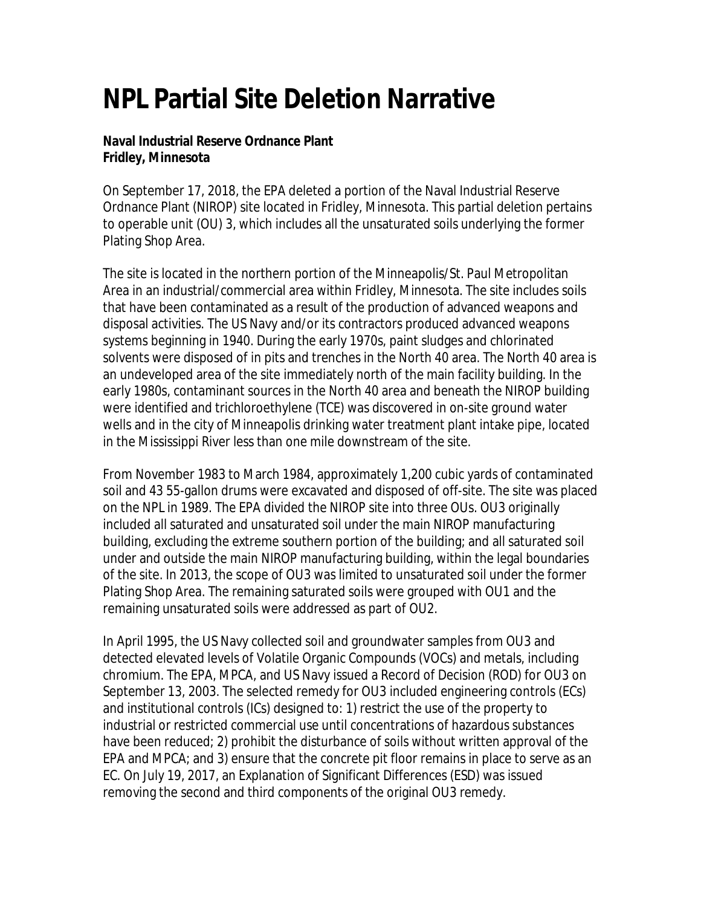# NPL Partial Site Deletion Narrative

**Naval Industrial Reserve Ordnance Plant**
**Fridley, Minnesota**

On September 17, 2018, the EPA deleted a portion of the Naval Industrial Reserve Ordnance Plant (NIROP) site located in Fridley, Minnesota. This partial deletion pertains to operable unit (OU) 3, which includes all the unsaturated soils underlying the former Plating Shop Area.

The site is located in the northern portion of the Minneapolis/St. Paul Metropolitan Area in an industrial/commercial area within Fridley, Minnesota. The site includes soils that have been contaminated as a result of the production of advanced weapons and disposal activities. The US Navy and/or its contractors produced advanced weapons systems beginning in 1940. During the early 1970s, paint sludges and chlorinated solvents were disposed of in pits and trenches in the North 40 area. The North 40 area is an undeveloped area of the site immediately north of the main facility building. In the early 1980s, contaminant sources in the North 40 area and beneath the NIROP building were identified and trichloroethylene (TCE) was discovered in on-site ground water wells and in the city of Minneapolis drinking water treatment plant intake pipe, located in the Mississippi River less than one mile downstream of the site.

From November 1983 to March 1984, approximately 1,200 cubic yards of contaminated soil and 43 55-gallon drums were excavated and disposed of off-site. The site was placed on the NPL in 1989. The EPA divided the NIROP site into three OUs. OU3 originally included all saturated and unsaturated soil under the main NIROP manufacturing building, excluding the extreme southern portion of the building; and all saturated soil under and outside the main NIROP manufacturing building, within the legal boundaries of the site. In 2013, the scope of OU3 was limited to unsaturated soil under the former Plating Shop Area. The remaining saturated soils were grouped with OU1 and the remaining unsaturated soils were addressed as part of OU2.

In April 1995, the US Navy collected soil and groundwater samples from OU3 and detected elevated levels of Volatile Organic Compounds (VOCs) and metals, including chromium. The EPA, MPCA, and US Navy issued a Record of Decision (ROD) for OU3 on September 13, 2003. The selected remedy for OU3 included engineering controls (ECs) and institutional controls (ICs) designed to: 1) restrict the use of the property to industrial or restricted commercial use until concentrations of hazardous substances have been reduced; 2) prohibit the disturbance of soils without written approval of the EPA and MPCA; and 3) ensure that the concrete pit floor remains in place to serve as an EC. On July 19, 2017, an Explanation of Significant Differences (ESD) was issued removing the second and third components of the original OU3 remedy.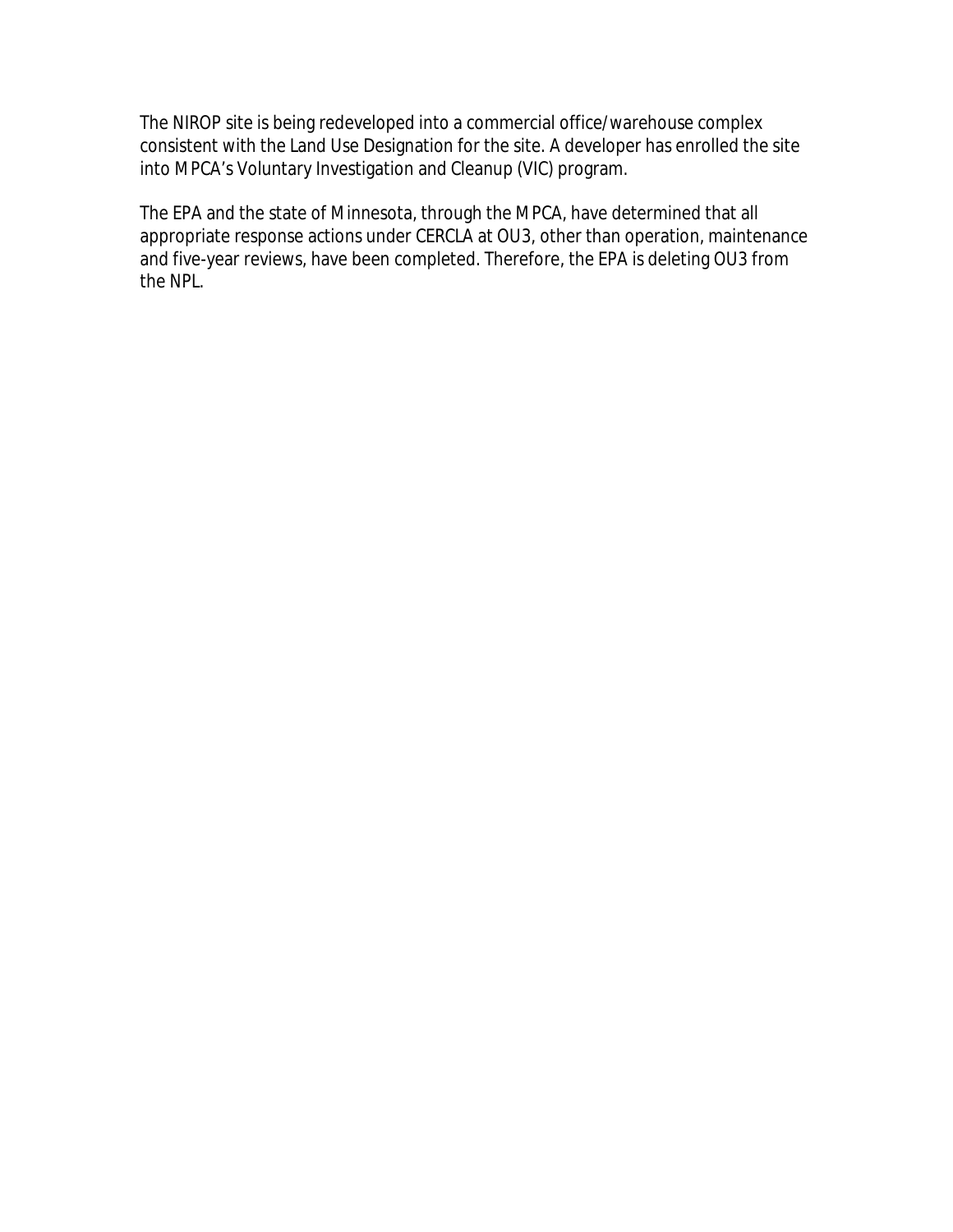The NIROP site is being redeveloped into a commercial office/warehouse complex consistent with the Land Use Designation for the site. A developer has enrolled the site into MPCA's Voluntary Investigation and Cleanup (VIC) program.

The EPA and the state of Minnesota, through the MPCA, have determined that all appropriate response actions under CERCLA at OU3, other than operation, maintenance and five-year reviews, have been completed. Therefore, the EPA is deleting OU3 from the NPL.